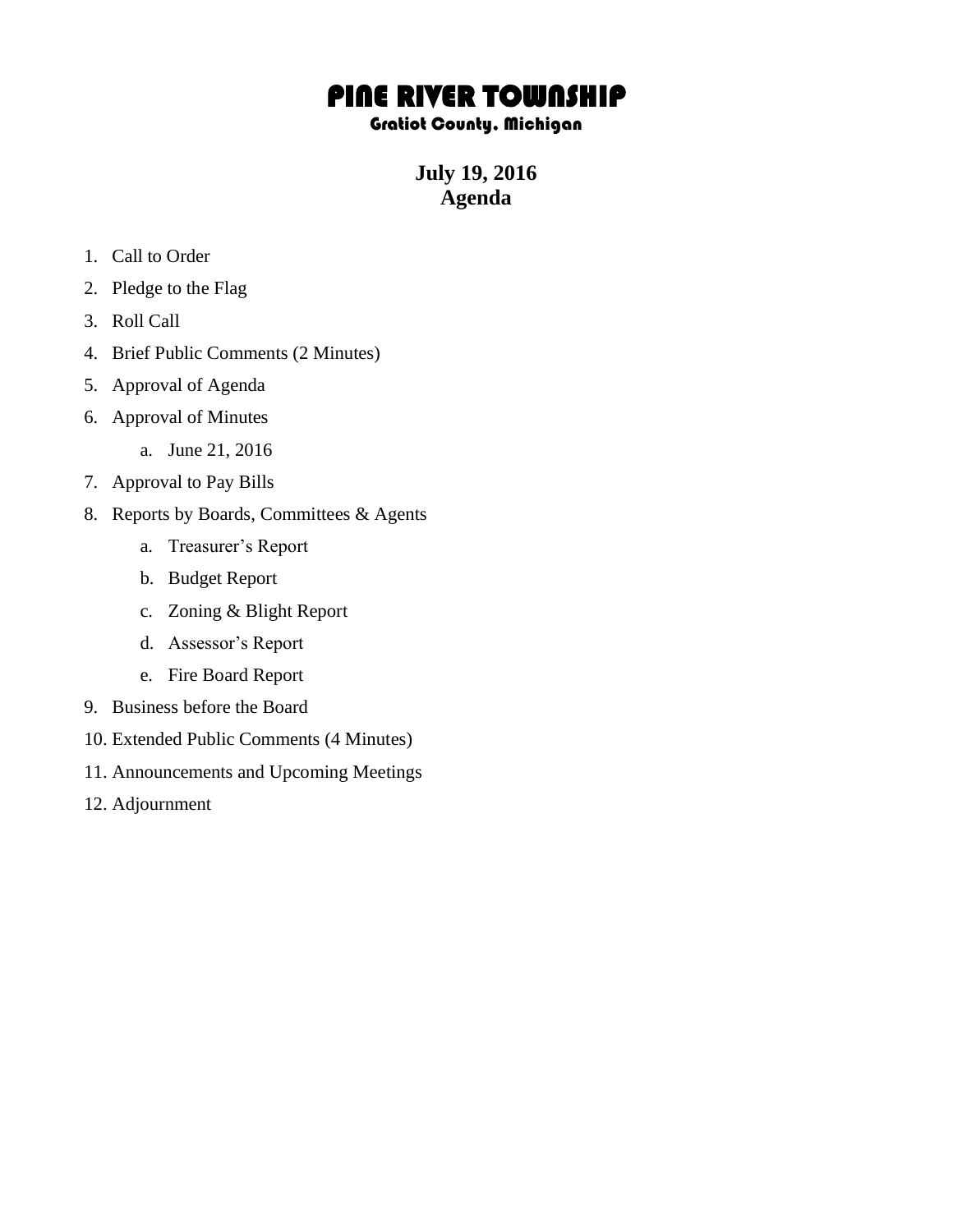# PINE RIVER TOWNSHIP

## Gratiot County, Michigan

**July 19, 2016**
**Agenda**

1. Call to Order
2. Pledge to the Flag
3. Roll Call
4. Brief Public Comments (2 Minutes)
5. Approval of Agenda
6. Approval of Minutes
   a. June 21, 2016
7. Approval to Pay Bills
8. Reports by Boards, Committees & Agents
   a. Treasurer's Report
   b. Budget Report
   c. Zoning & Blight Report
   d. Assessor's Report
   e. Fire Board Report
9. Business before the Board
10. Extended Public Comments (4 Minutes)
11. Announcements and Upcoming Meetings
12. Adjournment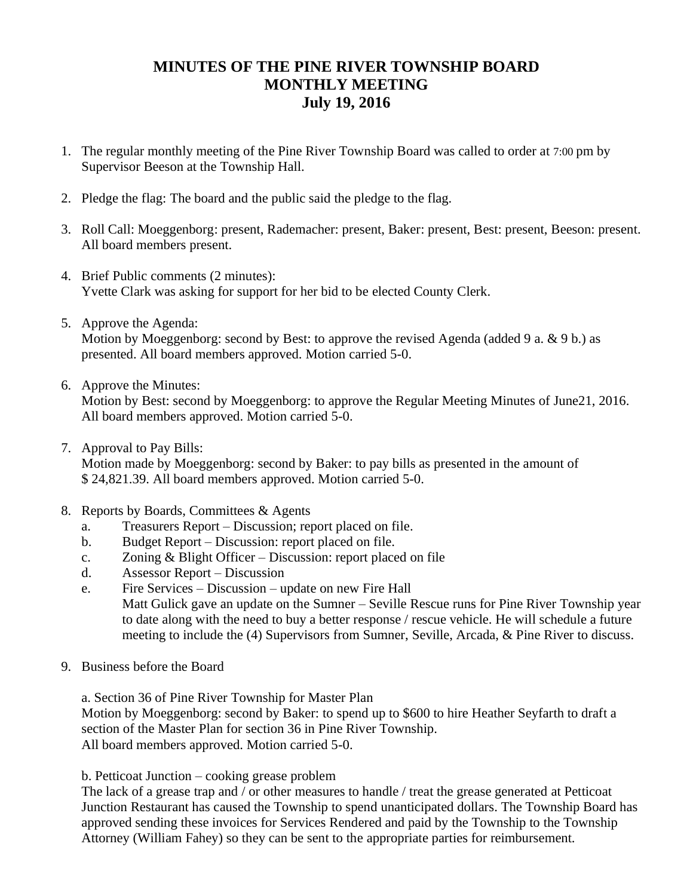# MINUTES OF THE PINE RIVER TOWNSHIP BOARD
# MONTHLY MEETING
# July 19, 2016

1. The regular monthly meeting of the Pine River Township Board was called to order at 7:00 pm by Supervisor Beeson at the Township Hall.

2. Pledge the flag: The board and the public said the pledge to the flag.

3. Roll Call: Moeggenborg: present, Rademacher: present, Baker: present, Best: present, Beeson: present. All board members present.

4. Brief Public comments (2 minutes):
   Yvette Clark was asking for support for her bid to be elected County Clerk.

5. Approve the Agenda:
   Motion by Moeggenborg: second by Best: to approve the revised Agenda (added 9 a. & 9 b.) as presented. All board members approved. Motion carried 5-0.

6. Approve the Minutes:
   Motion by Best: second by Moeggenborg: to approve the Regular Meeting Minutes of June21, 2016. All board members approved. Motion carried 5-0.

7. Approval to Pay Bills:
   Motion made by Moeggenborg: second by Baker: to pay bills as presented in the amount of $ 24,821.39. All board members approved. Motion carried 5-0.

8. Reports by Boards, Committees & Agents
   a. Treasurers Report – Discussion; report placed on file.
   b. Budget Report – Discussion: report placed on file.
   c. Zoning & Blight Officer – Discussion: report placed on file
   d. Assessor Report – Discussion
   e. Fire Services – Discussion – update on new Fire Hall
      Matt Gulick gave an update on the Sumner – Seville Rescue runs for Pine River Township year to date along with the need to buy a better response / rescue vehicle. He will schedule a future meeting to include the (4) Supervisors from Sumner, Seville, Arcada, & Pine River to discuss.

9. Business before the Board

   a. Section 36 of Pine River Township for Master Plan
   Motion by Moeggenborg: second by Baker: to spend up to $600 to hire Heather Seyfarth to draft a section of the Master Plan for section 36 in Pine River Township.
   All board members approved. Motion carried 5-0.

   b. Petticoat Junction – cooking grease problem
   The lack of a grease trap and / or other measures to handle / treat the grease generated at Petticoat Junction Restaurant has caused the Township to spend unanticipated dollars. The Township Board has approved sending these invoices for Services Rendered and paid by the Township to the Township Attorney (William Fahey) so they can be sent to the appropriate parties for reimbursement.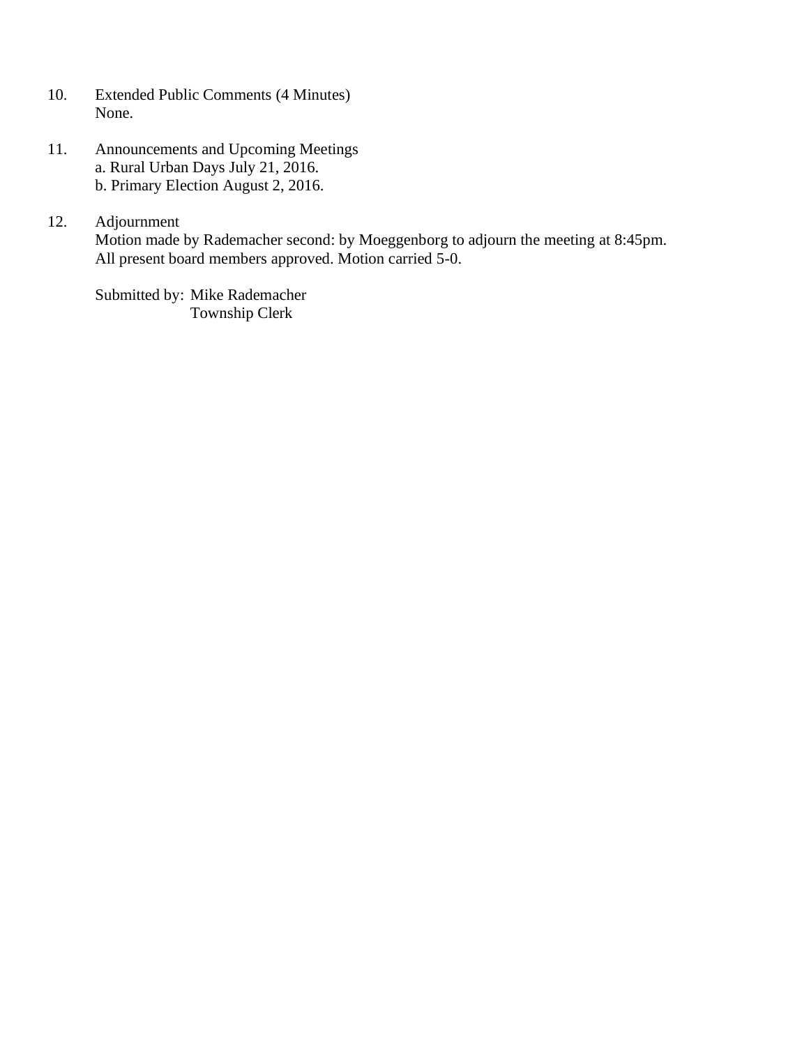10. Extended Public Comments (4 Minutes)
    None.

11. Announcements and Upcoming Meetings
    a. Rural Urban Days July 21, 2016.
    b. Primary Election August 2, 2016.

12. Adjournment
    Motion made by Rademacher second: by Moeggenborg to adjourn the meeting at 8:45pm.
    All present board members approved. Motion carried 5-0.

    Submitted by: Mike Rademacher
    Township Clerk